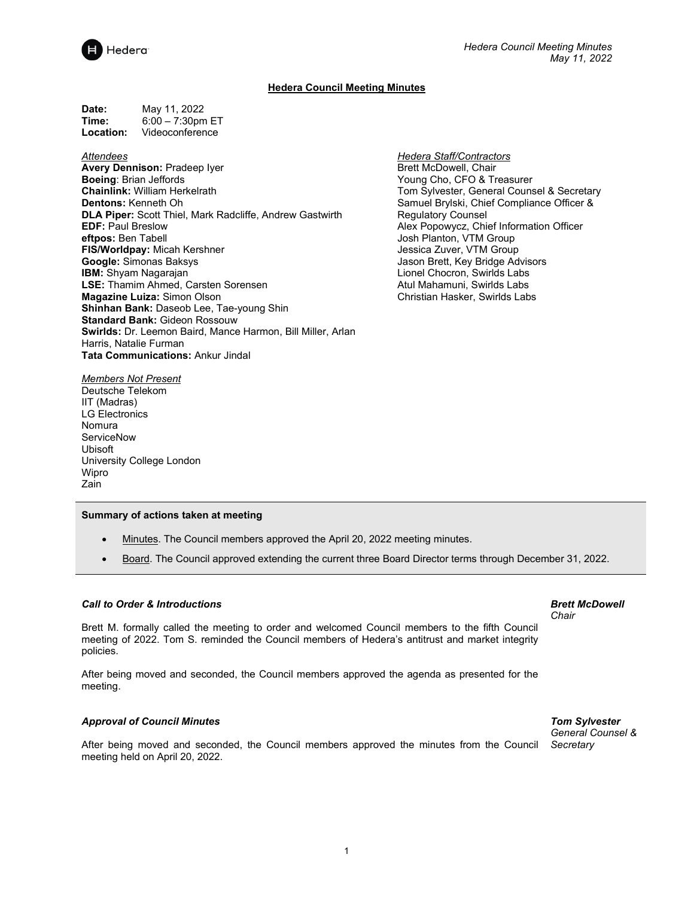# Hedera Council Meeting Minutes

**Date:** May 11, 2022
**Time:** 6:00 – 7:30pm ET
**Location:** Videoconference

*Attendees*

**Avery Dennison:** Pradeep Iyer
**Boeing**: Brian Jeffords
**Chainlink:** William Herkelrath
**Dentons:** Kenneth Oh
**DLA Piper:** Scott Thiel, Mark Radcliffe, Andrew Gastwirth
**EDF:** Paul Breslow
**eftpos:** Ben Tabell
**FIS/Worldpay:** Micah Kershner
**Google:** Simonas Baksys
**IBM:** Shyam Nagarajan
**LSE:** Thamim Ahmed, Carsten Sorensen
**Magazine Luiza:** Simon Olson
**Shinhan Bank:** Daseob Lee, Tae-young Shin
**Standard Bank:** Gideon Rossouw
**Swirlds:** Dr. Leemon Baird, Mance Harmon, Bill Miller, Arlan Harris, Natalie Furman
**Tata Communications:** Ankur Jindal

*Members Not Present*

Deutsche Telekom
IIT (Madras)
LG Electronics
Nomura
ServiceNow
Ubisoft
University College London
Wipro
Zain

*Hedera Staff/Contractors*

Brett McDowell, Chair
Young Cho, CFO & Treasurer
Tom Sylvester, General Counsel & Secretary
Samuel Brylski, Chief Compliance Officer & Regulatory Counsel
Alex Popowycz, Chief Information Officer
Josh Planton, VTM Group
Jessica Zuver, VTM Group
Jason Brett, Key Bridge Advisors
Lionel Chocron, Swirlds Labs
Atul Mahamuni, Swirlds Labs
Christian Hasker, Swirlds Labs

**Summary of actions taken at meeting**

- Minutes. The Council members approved the April 20, 2022 meeting minutes.
- Board. The Council approved extending the current three Board Director terms through December 31, 2022.

### *Call to Order & Introductions*

***Brett McDowell***
*Chair*

Brett M. formally called the meeting to order and welcomed Council members to the fifth Council meeting of 2022. Tom S. reminded the Council members of Hedera's antitrust and market integrity policies.

After being moved and seconded, the Council members approved the agenda as presented for the meeting.

### *Approval of Council Minutes*

***Tom Sylvester***
*General Counsel & Secretary*

After being moved and seconded, the Council members approved the minutes from the Council meeting held on April 20, 2022.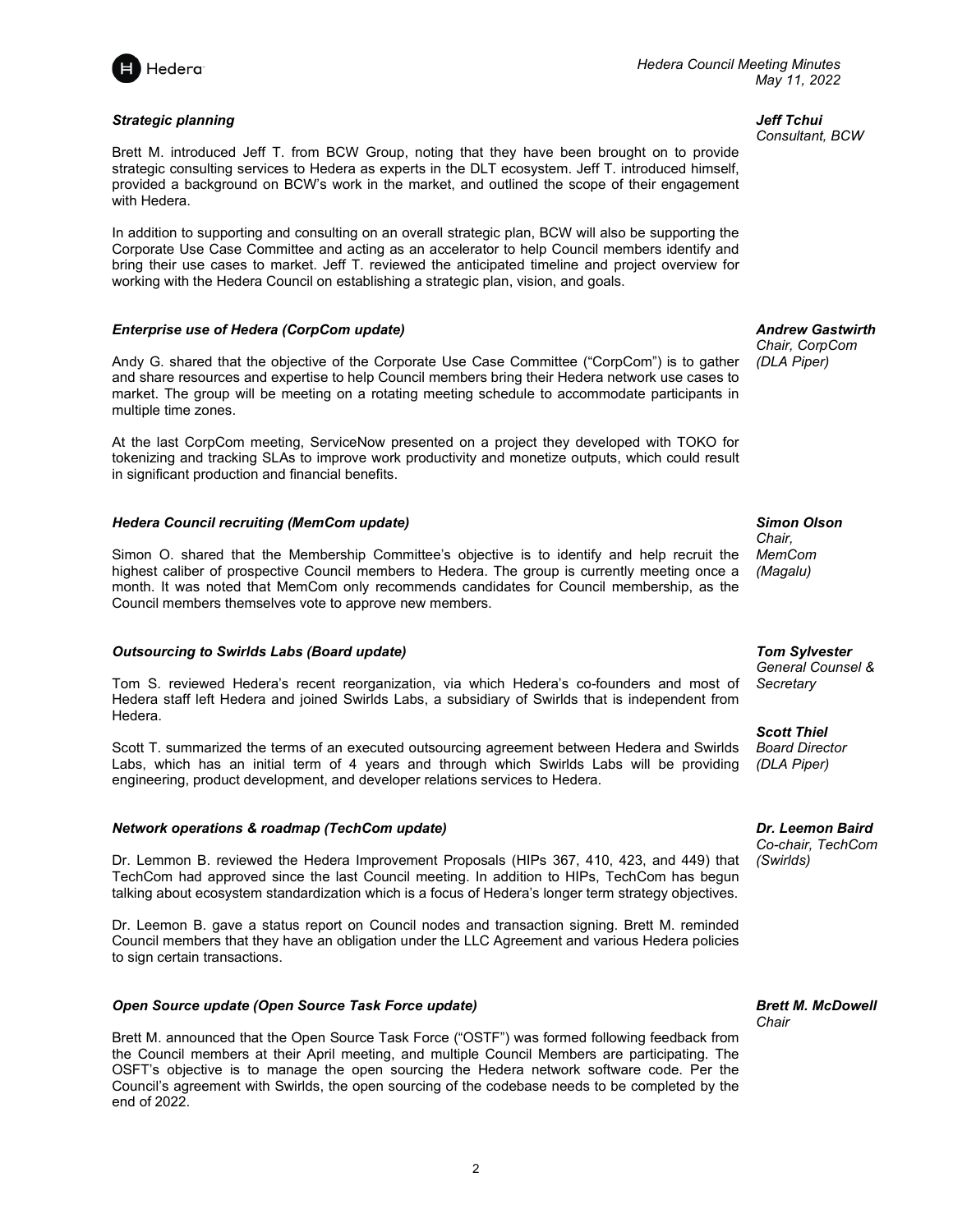### *Strategic planning*

***Jeff Tchui***
*Consultant, BCW*

Brett M. introduced Jeff T. from BCW Group, noting that they have been brought on to provide strategic consulting services to Hedera as experts in the DLT ecosystem. Jeff T. introduced himself, provided a background on BCW's work in the market, and outlined the scope of their engagement with Hedera.

In addition to supporting and consulting on an overall strategic plan, BCW will also be supporting the Corporate Use Case Committee and acting as an accelerator to help Council members identify and bring their use cases to market. Jeff T. reviewed the anticipated timeline and project overview for working with the Hedera Council on establishing a strategic plan, vision, and goals.

### *Enterprise use of Hedera (CorpCom update)*

***Andrew Gastwirth***
*Chair, CorpCom (DLA Piper)*

Andy G. shared that the objective of the Corporate Use Case Committee ("CorpCom") is to gather and share resources and expertise to help Council members bring their Hedera network use cases to market. The group will be meeting on a rotating meeting schedule to accommodate participants in multiple time zones.

At the last CorpCom meeting, ServiceNow presented on a project they developed with TOKO for tokenizing and tracking SLAs to improve work productivity and monetize outputs, which could result in significant production and financial benefits.

### *Hedera Council recruiting (MemCom update)*

***Simon Olson***
*Chair, MemCom (Magalu)*

Simon O. shared that the Membership Committee's objective is to identify and help recruit the highest caliber of prospective Council members to Hedera. The group is currently meeting once a month. It was noted that MemCom only recommends candidates for Council membership, as the Council members themselves vote to approve new members.

### *Outsourcing to Swirlds Labs (Board update)*

***Tom Sylvester***
*General Counsel & Secretary*

***Scott Thiel***
*Board Director (DLA Piper)*

Tom S. reviewed Hedera's recent reorganization, via which Hedera's co-founders and most of Hedera staff left Hedera and joined Swirlds Labs, a subsidiary of Swirlds that is independent from Hedera.

Scott T. summarized the terms of an executed outsourcing agreement between Hedera and Swirlds Labs, which has an initial term of 4 years and through which Swirlds Labs will be providing engineering, product development, and developer relations services to Hedera.

### *Network operations & roadmap (TechCom update)*

***Dr. Leemon Baird***
*Co-chair, TechCom (Swirlds)*

Dr. Lemmon B. reviewed the Hedera Improvement Proposals (HIPs 367, 410, 423, and 449) that TechCom had approved since the last Council meeting. In addition to HIPs, TechCom has begun talking about ecosystem standardization which is a focus of Hedera's longer term strategy objectives.

Dr. Leemon B. gave a status report on Council nodes and transaction signing. Brett M. reminded Council members that they have an obligation under the LLC Agreement and various Hedera policies to sign certain transactions.

### *Open Source update (Open Source Task Force update)*

***Brett M. McDowell***
*Chair*

Brett M. announced that the Open Source Task Force ("OSTF") was formed following feedback from the Council members at their April meeting, and multiple Council Members are participating. The OSFT's objective is to manage the open sourcing the Hedera network software code. Per the Council's agreement with Swirlds, the open sourcing of the codebase needs to be completed by the end of 2022.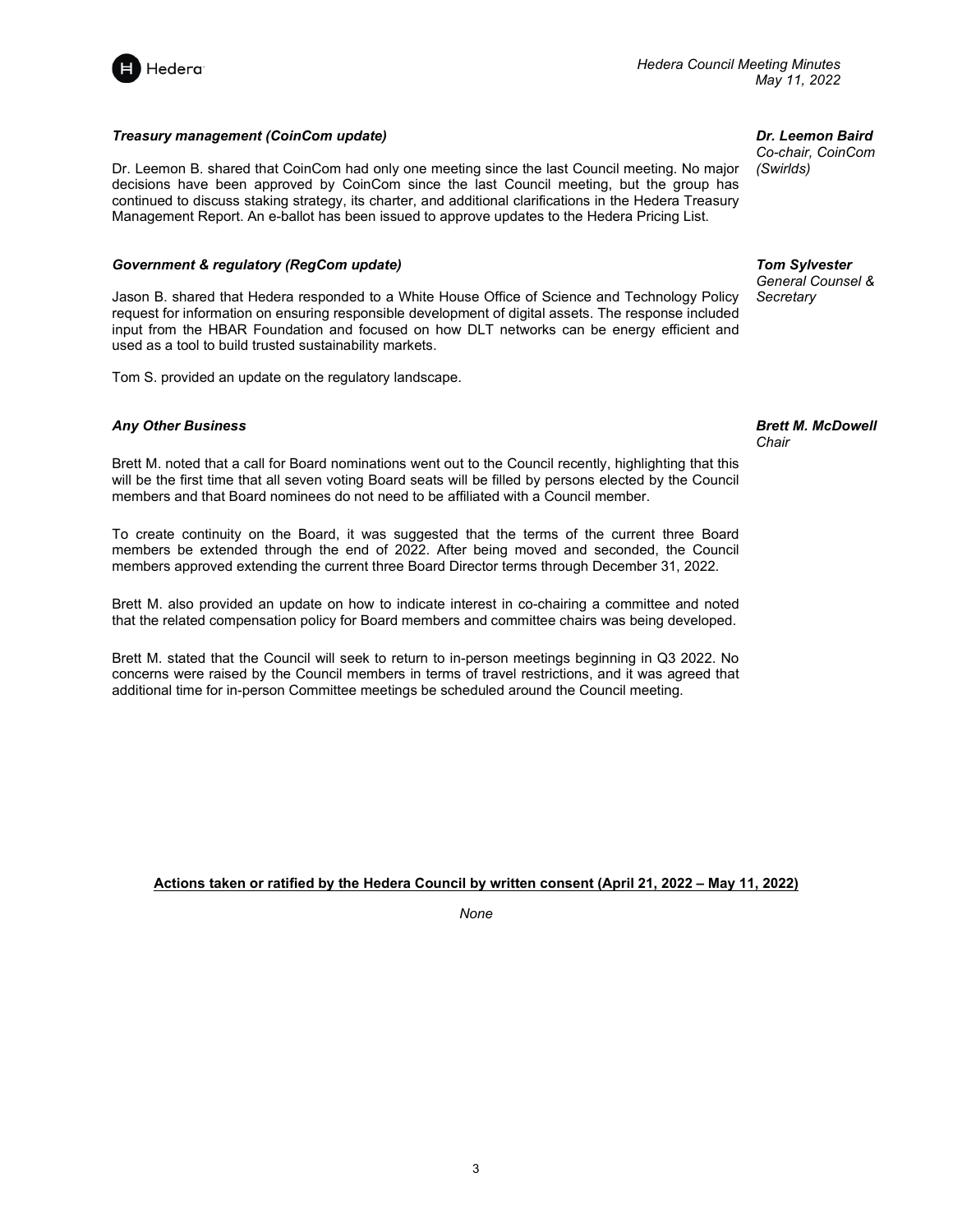***Treasury management (CoinCom update)***

***Dr. Leemon Baird***
*Co-chair, CoinCom (Swirlds)*

Dr. Leemon B. shared that CoinCom had only one meeting since the last Council meeting. No major decisions have been approved by CoinCom since the last Council meeting, but the group has continued to discuss staking strategy, its charter, and additional clarifications in the Hedera Treasury Management Report. An e-ballot has been issued to approve updates to the Hedera Pricing List.

***Government & regulatory (RegCom update)***

***Tom Sylvester***
*General Counsel & Secretary*

Jason B. shared that Hedera responded to a White House Office of Science and Technology Policy request for information on ensuring responsible development of digital assets. The response included input from the HBAR Foundation and focused on how DLT networks can be energy efficient and used as a tool to build trusted sustainability markets.

Tom S. provided an update on the regulatory landscape.

***Any Other Business***

***Brett M. McDowell***
*Chair*

Brett M. noted that a call for Board nominations went out to the Council recently, highlighting that this will be the first time that all seven voting Board seats will be filled by persons elected by the Council members and that Board nominees do not need to be affiliated with a Council member.

To create continuity on the Board, it was suggested that the terms of the current three Board members be extended through the end of 2022. After being moved and seconded, the Council members approved extending the current three Board Director terms through December 31, 2022.

Brett M. also provided an update on how to indicate interest in co-chairing a committee and noted that the related compensation policy for Board members and committee chairs was being developed.

Brett M. stated that the Council will seek to return to in-person meetings beginning in Q3 2022. No concerns were raised by the Council members in terms of travel restrictions, and it was agreed that additional time for in-person Committee meetings be scheduled around the Council meeting.

**Actions taken or ratified by the Hedera Council by written consent (April 21, 2022 – May 11, 2022)**

*None*